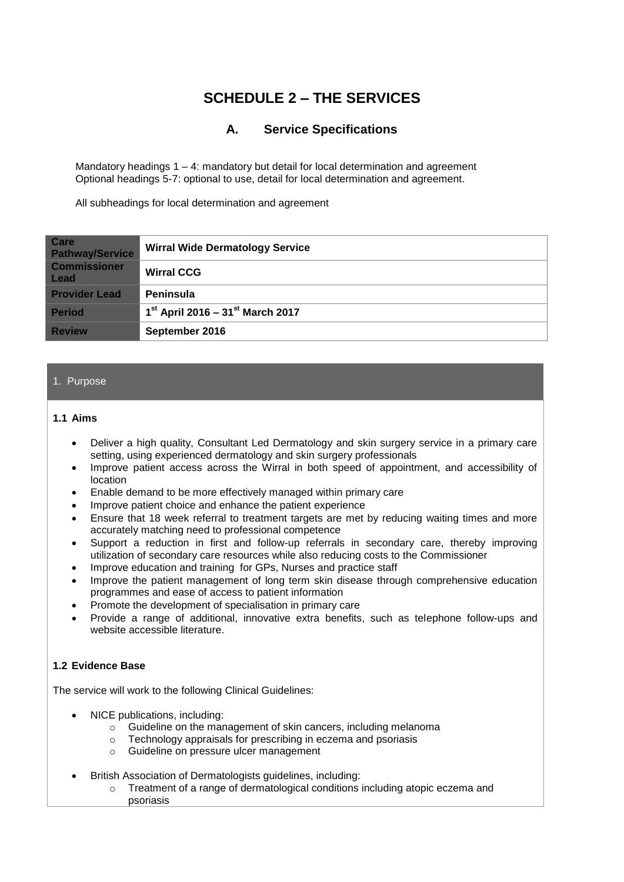# SCHEDULE 2 – THE SERVICES

## A. Service Specifications

Mandatory headings 1 – 4: mandatory but detail for local determination and agreement
Optional headings 5-7: optional to use, detail for local determination and agreement.

All subheadings for local determination and agreement

| | |
|---|---|
| **Care Pathway/Service** | **Wirral Wide Dermatology Service** |
| **Commissioner Lead** | **Wirral CCG** |
| **Provider Lead** | **Peninsula** |
| **Period** | **1st April 2016 – 31st March 2017** |
| **Review** | **September 2016** |

## 1. Purpose

### 1.1 Aims

- Deliver a high quality, Consultant Led Dermatology and skin surgery service in a primary care setting, using experienced dermatology and skin surgery professionals
- Improve patient access across the Wirral in both speed of appointment, and accessibility of location
- Enable demand to be more effectively managed within primary care
- Improve patient choice and enhance the patient experience
- Ensure that 18 week referral to treatment targets are met by reducing waiting times and more accurately matching need to professional competence
- Support a reduction in first and follow-up referrals in secondary care, thereby improving utilization of secondary care resources while also reducing costs to the Commissioner
- Improve education and training for GPs, Nurses and practice staff
- Improve the patient management of long term skin disease through comprehensive education programmes and ease of access to patient information
- Promote the development of specialisation in primary care
- Provide a range of additional, innovative extra benefits, such as telephone follow-ups and website accessible literature.

### 1.2 Evidence Base

The service will work to the following Clinical Guidelines:

- NICE publications, including:
  - Guideline on the management of skin cancers, including melanoma
  - Technology appraisals for prescribing in eczema and psoriasis
  - Guideline on pressure ulcer management
- British Association of Dermatologists guidelines, including:
  - Treatment of a range of dermatological conditions including atopic eczema and psoriasis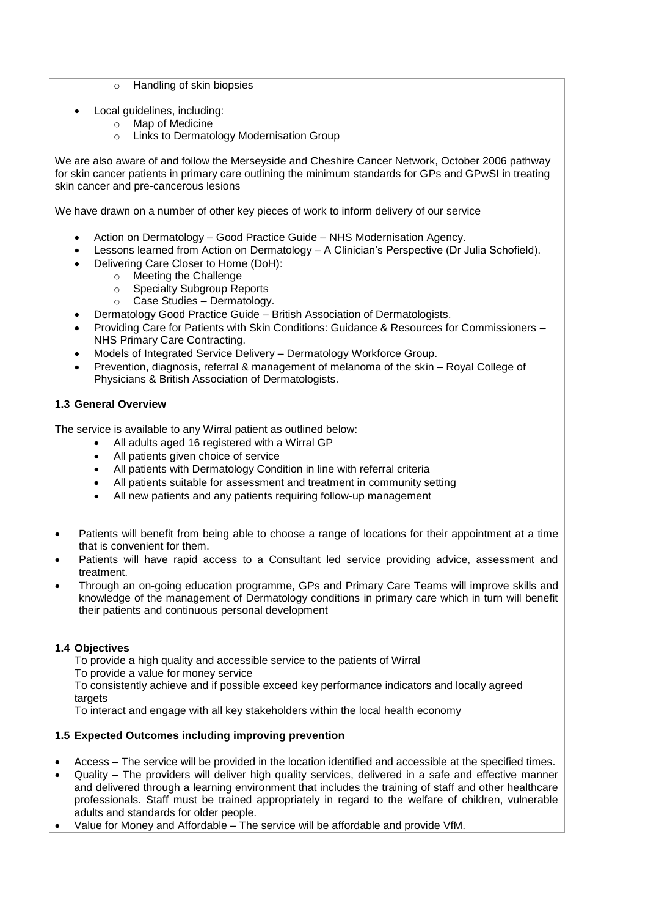- Handling of skin biopsies

- Local guidelines, including:
  - Map of Medicine
  - Links to Dermatology Modernisation Group

We are also aware of and follow the Merseyside and Cheshire Cancer Network, October 2006 pathway for skin cancer patients in primary care outlining the minimum standards for GPs and GPwSI in treating skin cancer and pre-cancerous lesions

We have drawn on a number of other key pieces of work to inform delivery of our service

- Action on Dermatology – Good Practice Guide – NHS Modernisation Agency.
- Lessons learned from Action on Dermatology – A Clinician's Perspective (Dr Julia Schofield).
- Delivering Care Closer to Home (DoH):
  - Meeting the Challenge
  - Specialty Subgroup Reports
  - Case Studies – Dermatology.
- Dermatology Good Practice Guide – British Association of Dermatologists.
- Providing Care for Patients with Skin Conditions: Guidance & Resources for Commissioners – NHS Primary Care Contracting.
- Models of Integrated Service Delivery – Dermatology Workforce Group.
- Prevention, diagnosis, referral & management of melanoma of the skin – Royal College of Physicians & British Association of Dermatologists.

### 1.3 General Overview

The service is available to any Wirral patient as outlined below:

- All adults aged 16 registered with a Wirral GP
- All patients given choice of service
- All patients with Dermatology Condition in line with referral criteria
- All patients suitable for assessment and treatment in community setting
- All new patients and any patients requiring follow-up management

- Patients will benefit from being able to choose a range of locations for their appointment at a time that is convenient for them.
- Patients will have rapid access to a Consultant led service providing advice, assessment and treatment.
- Through an on-going education programme, GPs and Primary Care Teams will improve skills and knowledge of the management of Dermatology conditions in primary care which in turn will benefit their patients and continuous personal development

### 1.4 Objectives

To provide a high quality and accessible service to the patients of Wirral
To provide a value for money service
To consistently achieve and if possible exceed key performance indicators and locally agreed targets
To interact and engage with all key stakeholders within the local health economy

### 1.5 Expected Outcomes including improving prevention

- Access – The service will be provided in the location identified and accessible at the specified times.
- Quality – The providers will deliver high quality services, delivered in a safe and effective manner and delivered through a learning environment that includes the training of staff and other healthcare professionals. Staff must be trained appropriately in regard to the welfare of children, vulnerable adults and standards for older people.
- Value for Money and Affordable – The service will be affordable and provide VfM.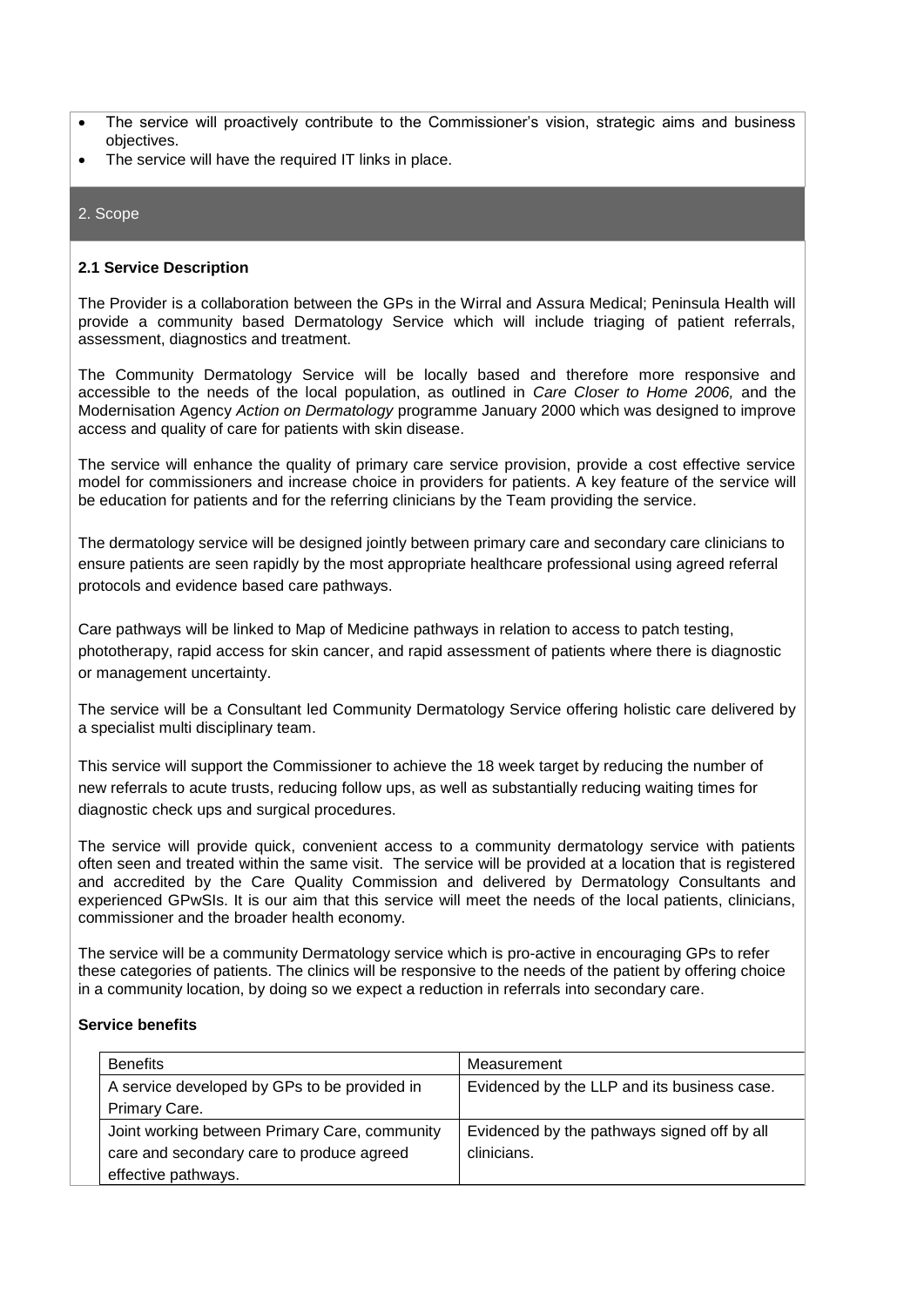- The service will proactively contribute to the Commissioner's vision, strategic aims and business objectives.
- The service will have the required IT links in place.

## 2. Scope

### 2.1 Service Description

The Provider is a collaboration between the GPs in the Wirral and Assura Medical; Peninsula Health will provide a community based Dermatology Service which will include triaging of patient referrals, assessment, diagnostics and treatment.

The Community Dermatology Service will be locally based and therefore more responsive and accessible to the needs of the local population, as outlined in *Care Closer to Home 2006,* and the Modernisation Agency *Action on Dermatology* programme January 2000 which was designed to improve access and quality of care for patients with skin disease.

The service will enhance the quality of primary care service provision, provide a cost effective service model for commissioners and increase choice in providers for patients. A key feature of the service will be education for patients and for the referring clinicians by the Team providing the service.

The dermatology service will be designed jointly between primary care and secondary care clinicians to ensure patients are seen rapidly by the most appropriate healthcare professional using agreed referral protocols and evidence based care pathways.

Care pathways will be linked to Map of Medicine pathways in relation to access to patch testing, phototherapy, rapid access for skin cancer, and rapid assessment of patients where there is diagnostic or management uncertainty.

The service will be a Consultant led Community Dermatology Service offering holistic care delivered by a specialist multi disciplinary team.

This service will support the Commissioner to achieve the 18 week target by reducing the number of new referrals to acute trusts, reducing follow ups, as well as substantially reducing waiting times for diagnostic check ups and surgical procedures.

The service will provide quick, convenient access to a community dermatology service with patients often seen and treated within the same visit. The service will be provided at a location that is registered and accredited by the Care Quality Commission and delivered by Dermatology Consultants and experienced GPwSIs. It is our aim that this service will meet the needs of the local patients, clinicians, commissioner and the broader health economy.

The service will be a community Dermatology service which is pro-active in encouraging GPs to refer these categories of patients. The clinics will be responsive to the needs of the patient by offering choice in a community location, by doing so we expect a reduction in referrals into secondary care.

**Service benefits**

| Benefits | Measurement |
|---|---|
| A service developed by GPs to be provided in Primary Care. | Evidenced by the LLP and its business case. |
| Joint working between Primary Care, community care and secondary care to produce agreed effective pathways. | Evidenced by the pathways signed off by all clinicians. |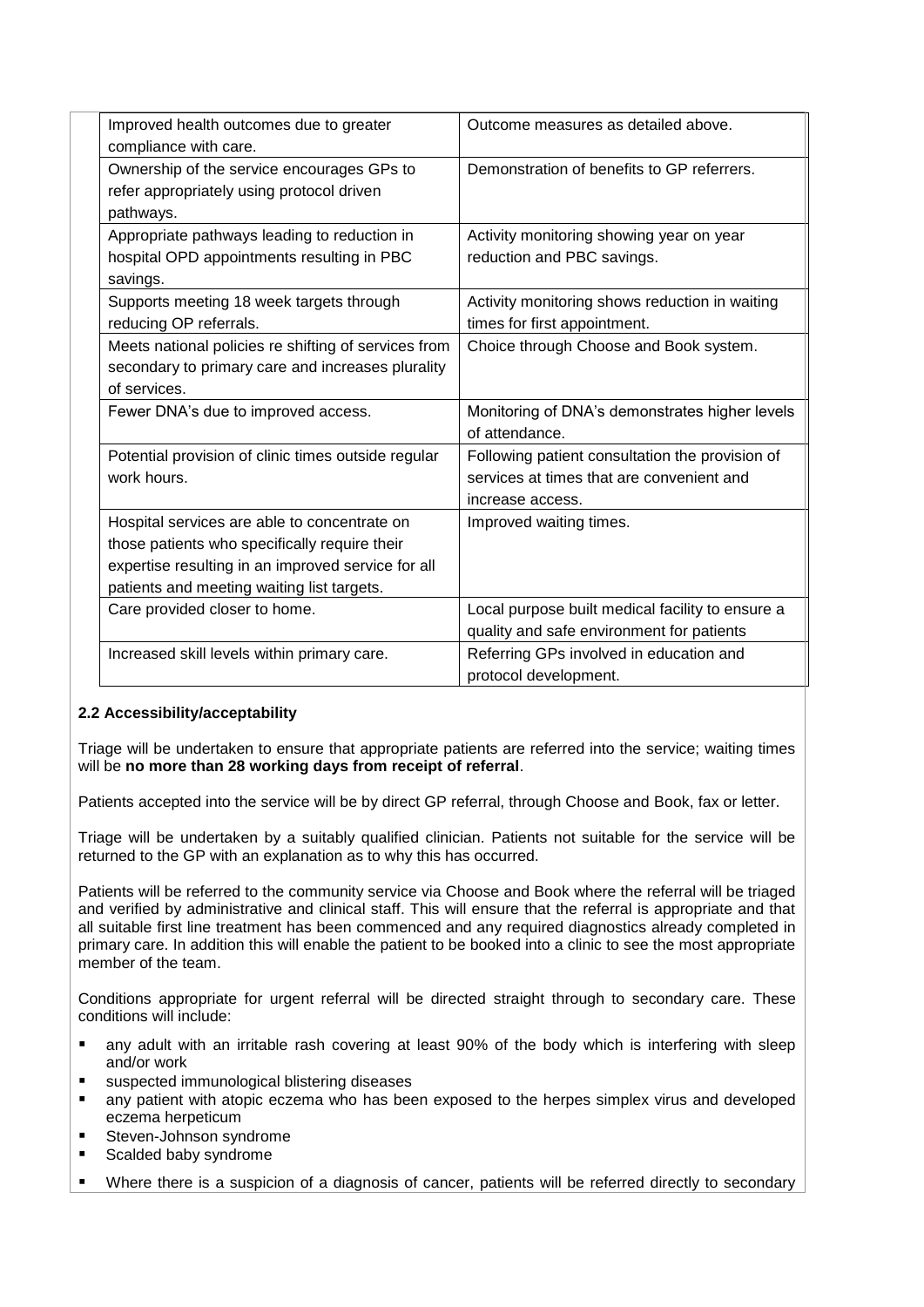| Improved health outcomes due to greater compliance with care. | Outcome measures as detailed above. |
|---|---|
| Ownership of the service encourages GPs to refer appropriately using protocol driven pathways. | Demonstration of benefits to GP referrers. |
| Appropriate pathways leading to reduction in hospital OPD appointments resulting in PBC savings. | Activity monitoring showing year on year reduction and PBC savings. |
| Supports meeting 18 week targets through reducing OP referrals. | Activity monitoring shows reduction in waiting times for first appointment. |
| Meets national policies re shifting of services from secondary to primary care and increases plurality of services. | Choice through Choose and Book system. |
| Fewer DNA's due to improved access. | Monitoring of DNA's demonstrates higher levels of attendance. |
| Potential provision of clinic times outside regular work hours. | Following patient consultation the provision of services at times that are convenient and increase access. |
| Hospital services are able to concentrate on those patients who specifically require their expertise resulting in an improved service for all patients and meeting waiting list targets. | Improved waiting times. |
| Care provided closer to home. | Local purpose built medical facility to ensure a quality and safe environment for patients |
| Increased skill levels within primary care. | Referring GPs involved in education and protocol development. |

**2.2 Accessibility/acceptability**

Triage will be undertaken to ensure that appropriate patients are referred into the service; waiting times will be **no more than 28 working days from receipt of referral**.

Patients accepted into the service will be by direct GP referral, through Choose and Book, fax or letter.

Triage will be undertaken by a suitably qualified clinician. Patients not suitable for the service will be returned to the GP with an explanation as to why this has occurred.

Patients will be referred to the community service via Choose and Book where the referral will be triaged and verified by administrative and clinical staff. This will ensure that the referral is appropriate and that all suitable first line treatment has been commenced and any required diagnostics already completed in primary care. In addition this will enable the patient to be booked into a clinic to see the most appropriate member of the team.

Conditions appropriate for urgent referral will be directed straight through to secondary care. These conditions will include:

- any adult with an irritable rash covering at least 90% of the body which is interfering with sleep and/or work
- suspected immunological blistering diseases
- any patient with atopic eczema who has been exposed to the herpes simplex virus and developed eczema herpeticum
- Steven-Johnson syndrome
- Scalded baby syndrome
- Where there is a suspicion of a diagnosis of cancer, patients will be referred directly to secondary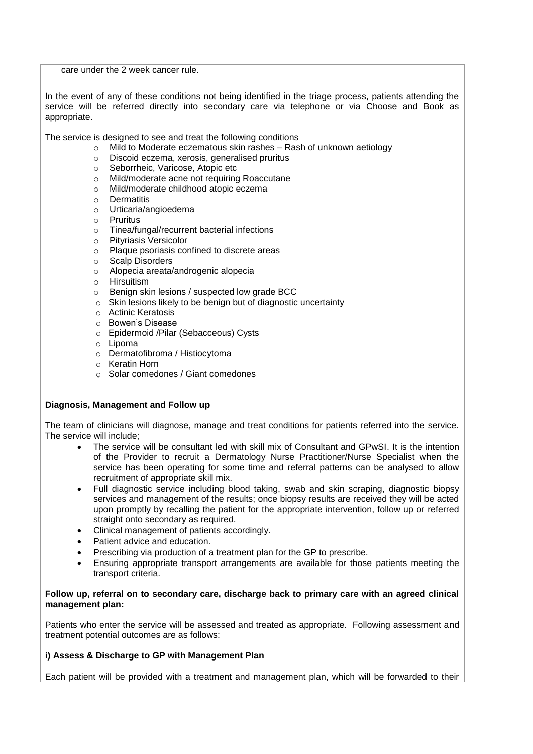care under the 2 week cancer rule.

In the event of any of these conditions not being identified in the triage process, patients attending the service will be referred directly into secondary care via telephone or via Choose and Book as appropriate.

The service is designed to see and treat the following conditions

- Mild to Moderate eczematous skin rashes – Rash of unknown aetiology
- Discoid eczema, xerosis, generalised pruritus
- Seborrheic, Varicose, Atopic etc
- Mild/moderate acne not requiring Roaccutane
- Mild/moderate childhood atopic eczema
- Dermatitis
- Urticaria/angioedema
- Pruritus
- Tinea/fungal/recurrent bacterial infections
- Pityriasis Versicolor
- Plaque psoriasis confined to discrete areas
- Scalp Disorders
- Alopecia areata/androgenic alopecia
- Hirsuitism
- Benign skin lesions / suspected low grade BCC
- Skin lesions likely to be benign but of diagnostic uncertainty
- Actinic Keratosis
- Bowen's Disease
- Epidermoid /Pilar (Sebaceous) Cysts
- Lipoma
- Dermatofibroma / Histiocytoma
- Keratin Horn
- Solar comedones / Giant comedones

**Diagnosis, Management and Follow up**

The team of clinicians will diagnose, manage and treat conditions for patients referred into the service. The service will include;

- The service will be consultant led with skill mix of Consultant and GPwSI. It is the intention of the Provider to recruit a Dermatology Nurse Practitioner/Nurse Specialist when the service has been operating for some time and referral patterns can be analysed to allow recruitment of appropriate skill mix.
- Full diagnostic service including blood taking, swab and skin scraping, diagnostic biopsy services and management of the results; once biopsy results are received they will be acted upon promptly by recalling the patient for the appropriate intervention, follow up or referred straight onto secondary as required.
- Clinical management of patients accordingly.
- Patient advice and education.
- Prescribing via production of a treatment plan for the GP to prescribe.
- Ensuring appropriate transport arrangements are available for those patients meeting the transport criteria.

**Follow up, referral on to secondary care, discharge back to primary care with an agreed clinical management plan:**

Patients who enter the service will be assessed and treated as appropriate. Following assessment and treatment potential outcomes are as follows:

**i) Assess & Discharge to GP with Management Plan**

Each patient will be provided with a treatment and management plan, which will be forwarded to their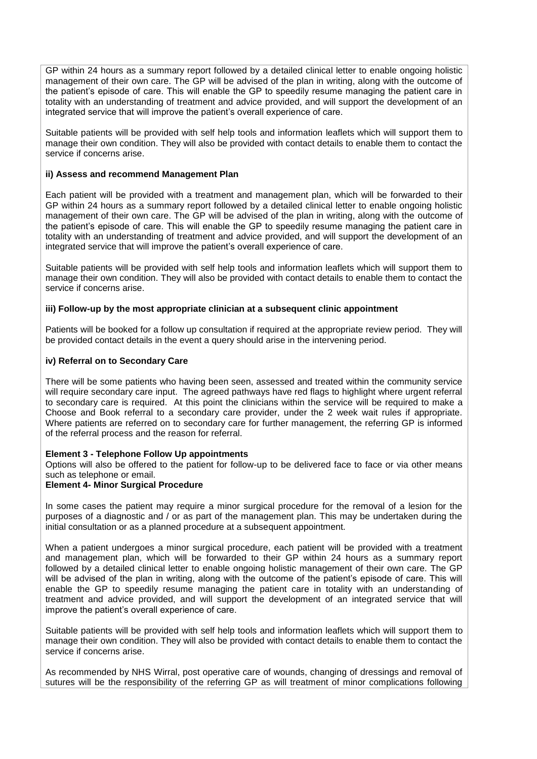GP within 24 hours as a summary report followed by a detailed clinical letter to enable ongoing holistic management of their own care. The GP will be advised of the plan in writing, along with the outcome of the patient's episode of care. This will enable the GP to speedily resume managing the patient care in totality with an understanding of treatment and advice provided, and will support the development of an integrated service that will improve the patient's overall experience of care.

Suitable patients will be provided with self help tools and information leaflets which will support them to manage their own condition. They will also be provided with contact details to enable them to contact the service if concerns arise.

**ii) Assess and recommend Management Plan**

Each patient will be provided with a treatment and management plan, which will be forwarded to their GP within 24 hours as a summary report followed by a detailed clinical letter to enable ongoing holistic management of their own care. The GP will be advised of the plan in writing, along with the outcome of the patient's episode of care. This will enable the GP to speedily resume managing the patient care in totality with an understanding of treatment and advice provided, and will support the development of an integrated service that will improve the patient's overall experience of care.

Suitable patients will be provided with self help tools and information leaflets which will support them to manage their own condition. They will also be provided with contact details to enable them to contact the service if concerns arise.

**iii) Follow-up by the most appropriate clinician at a subsequent clinic appointment**

Patients will be booked for a follow up consultation if required at the appropriate review period. They will be provided contact details in the event a query should arise in the intervening period.

**iv) Referral on to Secondary Care**

There will be some patients who having been seen, assessed and treated within the community service will require secondary care input. The agreed pathways have red flags to highlight where urgent referral to secondary care is required. At this point the clinicians within the service will be required to make a Choose and Book referral to a secondary care provider, under the 2 week wait rules if appropriate. Where patients are referred on to secondary care for further management, the referring GP is informed of the referral process and the reason for referral.

**Element 3 - Telephone Follow Up appointments**

Options will also be offered to the patient for follow-up to be delivered face to face or via other means such as telephone or email.

**Element 4- Minor Surgical Procedure**

In some cases the patient may require a minor surgical procedure for the removal of a lesion for the purposes of a diagnostic and / or as part of the management plan. This may be undertaken during the initial consultation or as a planned procedure at a subsequent appointment.

When a patient undergoes a minor surgical procedure, each patient will be provided with a treatment and management plan, which will be forwarded to their GP within 24 hours as a summary report followed by a detailed clinical letter to enable ongoing holistic management of their own care. The GP will be advised of the plan in writing, along with the outcome of the patient's episode of care. This will enable the GP to speedily resume managing the patient care in totality with an understanding of treatment and advice provided, and will support the development of an integrated service that will improve the patient's overall experience of care.

Suitable patients will be provided with self help tools and information leaflets which will support them to manage their own condition. They will also be provided with contact details to enable them to contact the service if concerns arise.

As recommended by NHS Wirral, post operative care of wounds, changing of dressings and removal of sutures will be the responsibility of the referring GP as will treatment of minor complications following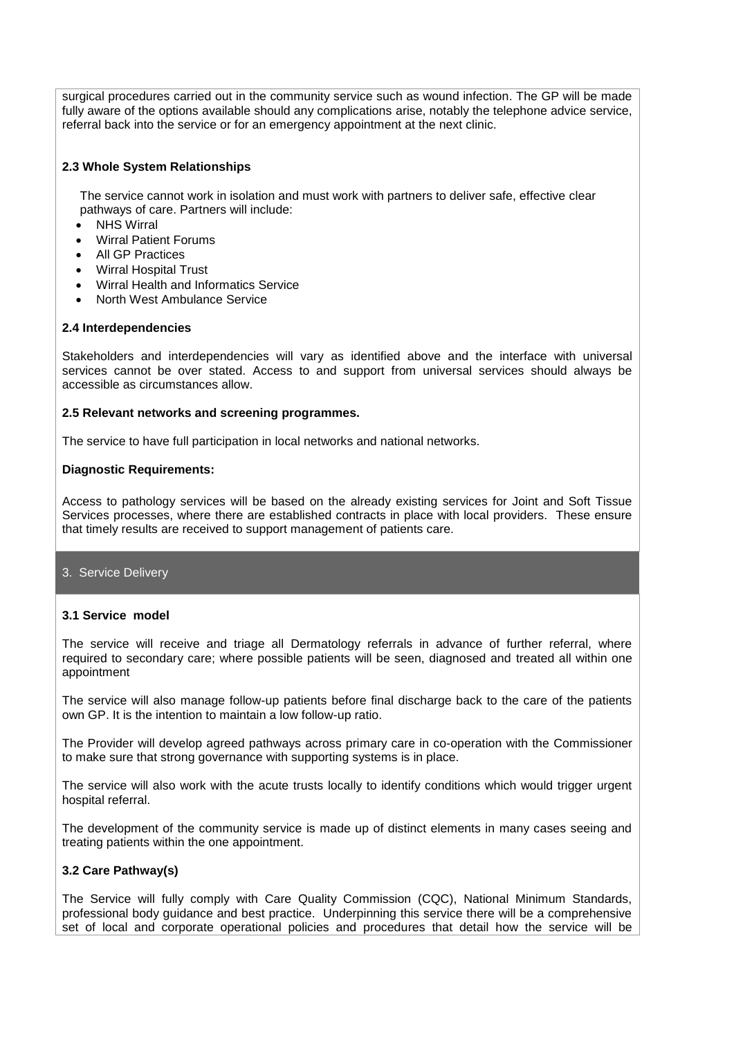surgical procedures carried out in the community service such as wound infection. The GP will be made fully aware of the options available should any complications arise, notably the telephone advice service, referral back into the service or for an emergency appointment at the next clinic.

**2.3 Whole System Relationships**

The service cannot work in isolation and must work with partners to deliver safe, effective clear pathways of care. Partners will include:

- NHS Wirral
- Wirral Patient Forums
- All GP Practices
- Wirral Hospital Trust
- Wirral Health and Informatics Service
- North West Ambulance Service

**2.4 Interdependencies**

Stakeholders and interdependencies will vary as identified above and the interface with universal services cannot be over stated. Access to and support from universal services should always be accessible as circumstances allow.

**2.5 Relevant networks and screening programmes.**

The service to have full participation in local networks and national networks.

**Diagnostic Requirements:**

Access to pathology services will be based on the already existing services for Joint and Soft Tissue Services processes, where there are established contracts in place with local providers. These ensure that timely results are received to support management of patients care.

## 3. Service Delivery

**3.1 Service model**

The service will receive and triage all Dermatology referrals in advance of further referral, where required to secondary care; where possible patients will be seen, diagnosed and treated all within one appointment

The service will also manage follow-up patients before final discharge back to the care of the patients own GP. It is the intention to maintain a low follow-up ratio.

The Provider will develop agreed pathways across primary care in co-operation with the Commissioner to make sure that strong governance with supporting systems is in place.

The service will also work with the acute trusts locally to identify conditions which would trigger urgent hospital referral.

The development of the community service is made up of distinct elements in many cases seeing and treating patients within the one appointment.

**3.2 Care Pathway(s)**

The Service will fully comply with Care Quality Commission (CQC), National Minimum Standards, professional body guidance and best practice. Underpinning this service there will be a comprehensive set of local and corporate operational policies and procedures that detail how the service will be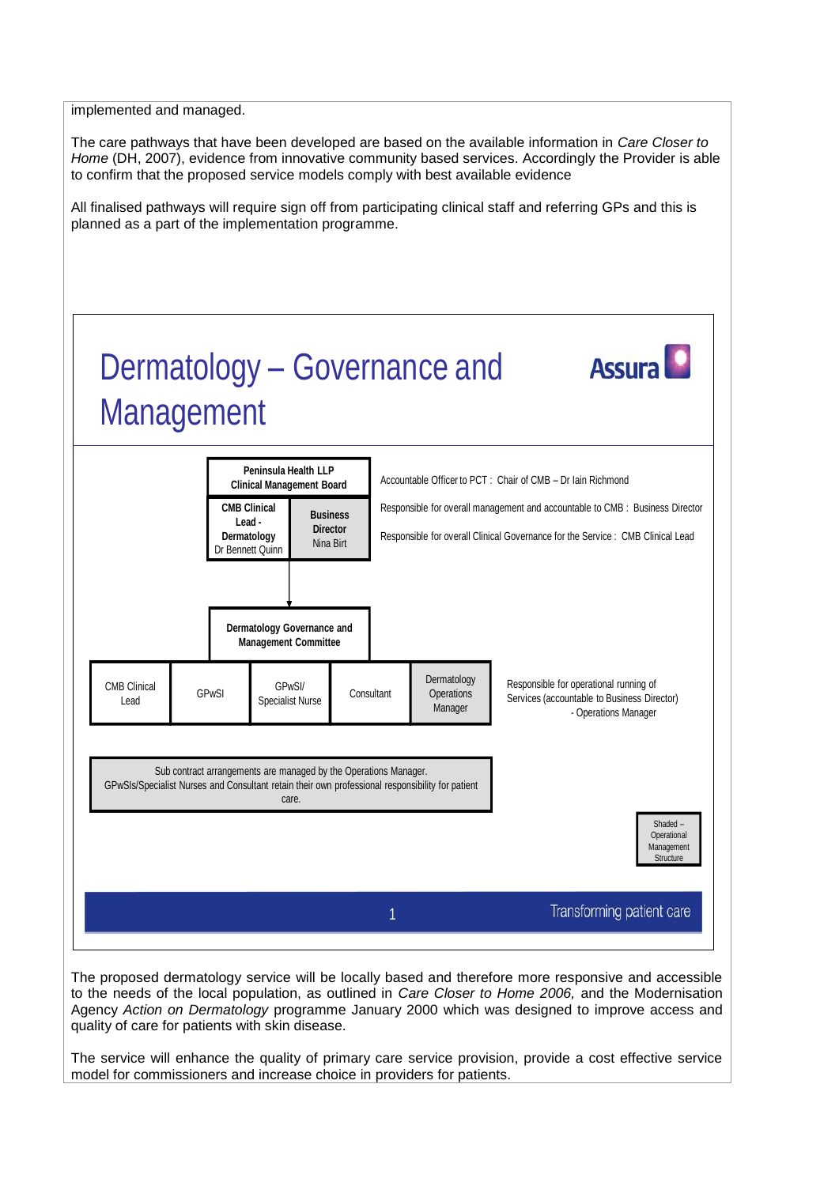implemented and managed.

The care pathways that have been developed are based on the available information in *Care Closer to Home* (DH, 2007), evidence from innovative community based services. Accordingly the Provider is able to confirm that the proposed service models comply with best available evidence

All finalised pathways will require sign off from participating clinical staff and referring GPs and this is planned as a part of the implementation programme.

# Dermatology – Governance and Management

Assura

**Peninsula Health LLP Clinical Management Board**

| **CMB Clinical Lead - Dermatology** Dr Bennett Quinn | **Business Director** Nina Birt |
|---|---|

Accountable Officer to PCT : Chair of CMB – Dr Iain Richmond

Responsible for overall management and accountable to CMB : Business Director

Responsible for overall Clinical Governance for the Service : CMB Clinical Lead

**Dermatology Governance and Management Committee**

| CMB Clinical Lead | GPwSI | GPwSI/ Specialist Nurse | Consultant | Dermatology Operations Manager |
|---|---|---|---|---|

Responsible for operational running of Services (accountable to Business Director) - Operations Manager

Sub contract arrangements are managed by the Operations Manager. GPwSIs/Specialist Nurses and Consultant retain their own professional responsibility for patient care.

Shaded – Operational Management Structure

Transforming patient care

The proposed dermatology service will be locally based and therefore more responsive and accessible to the needs of the local population, as outlined in *Care Closer to Home 2006,* and the Modernisation Agency *Action on Dermatology* programme January 2000 which was designed to improve access and quality of care for patients with skin disease.

The service will enhance the quality of primary care service provision, provide a cost effective service model for commissioners and increase choice in providers for patients.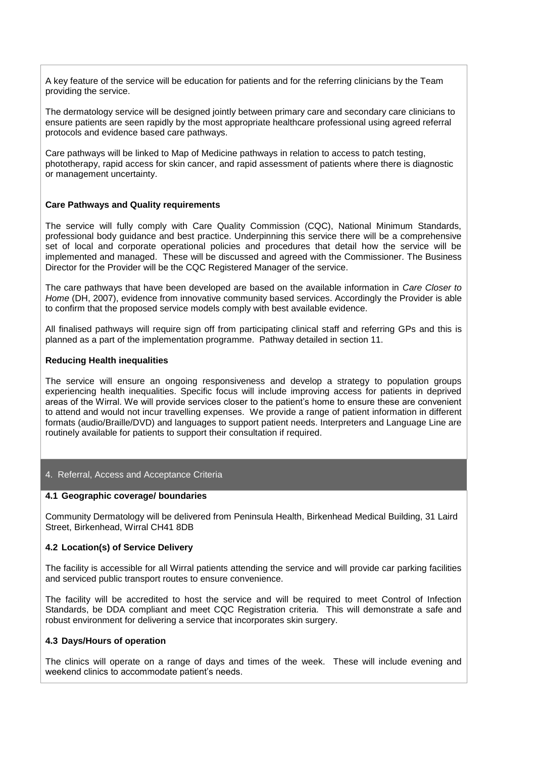A key feature of the service will be education for patients and for the referring clinicians by the Team providing the service.

The dermatology service will be designed jointly between primary care and secondary care clinicians to ensure patients are seen rapidly by the most appropriate healthcare professional using agreed referral protocols and evidence based care pathways.

Care pathways will be linked to Map of Medicine pathways in relation to access to patch testing, phototherapy, rapid access for skin cancer, and rapid assessment of patients where there is diagnostic or management uncertainty.

**Care Pathways and Quality requirements**

The service will fully comply with Care Quality Commission (CQC), National Minimum Standards, professional body guidance and best practice. Underpinning this service there will be a comprehensive set of local and corporate operational policies and procedures that detail how the service will be implemented and managed. These will be discussed and agreed with the Commissioner. The Business Director for the Provider will be the CQC Registered Manager of the service.

The care pathways that have been developed are based on the available information in *Care Closer to Home* (DH, 2007), evidence from innovative community based services. Accordingly the Provider is able to confirm that the proposed service models comply with best available evidence.

All finalised pathways will require sign off from participating clinical staff and referring GPs and this is planned as a part of the implementation programme. Pathway detailed in section 11.

**Reducing Health inequalities**

The service will ensure an ongoing responsiveness and develop a strategy to population groups experiencing health inequalities. Specific focus will include improving access for patients in deprived areas of the Wirral. We will provide services closer to the patient's home to ensure these are convenient to attend and would not incur travelling expenses. We provide a range of patient information in different formats (audio/Braille/DVD) and languages to support patient needs. Interpreters and Language Line are routinely available for patients to support their consultation if required.

## 4. Referral, Access and Acceptance Criteria

**4.1 Geographic coverage/ boundaries**

Community Dermatology will be delivered from Peninsula Health, Birkenhead Medical Building, 31 Laird Street, Birkenhead, Wirral CH41 8DB

**4.2 Location(s) of Service Delivery**

The facility is accessible for all Wirral patients attending the service and will provide car parking facilities and serviced public transport routes to ensure convenience.

The facility will be accredited to host the service and will be required to meet Control of Infection Standards, be DDA compliant and meet CQC Registration criteria. This will demonstrate a safe and robust environment for delivering a service that incorporates skin surgery.

**4.3 Days/Hours of operation**

The clinics will operate on a range of days and times of the week. These will include evening and weekend clinics to accommodate patient's needs.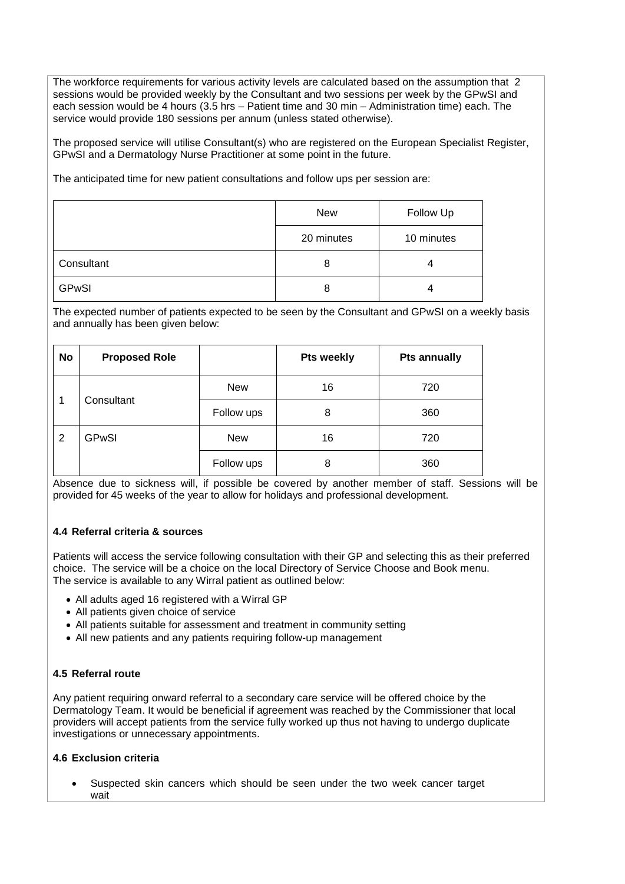The workforce requirements for various activity levels are calculated based on the assumption that 2 sessions would be provided weekly by the Consultant and two sessions per week by the GPwSI and each session would be 4 hours (3.5 hrs – Patient time and 30 min – Administration time) each. The service would provide 180 sessions per annum (unless stated otherwise).

The proposed service will utilise Consultant(s) who are registered on the European Specialist Register, GPwSI and a Dermatology Nurse Practitioner at some point in the future.

The anticipated time for new patient consultations and follow ups per session are:

| | New | Follow Up |
|---|---|---|
| | 20 minutes | 10 minutes |
| Consultant | 8 | 4 |
| GPwSI | 8 | 4 |

The expected number of patients expected to be seen by the Consultant and GPwSI on a weekly basis and annually has been given below:

| No | Proposed Role | | Pts weekly | Pts annually |
|---|---|---|---|---|
| 1 | Consultant | New | 16 | 720 |
| | | Follow ups | 8 | 360 |
| 2 | GPwSI | New | 16 | 720 |
| | | Follow ups | 8 | 360 |

Absence due to sickness will, if possible be covered by another member of staff. Sessions will be provided for 45 weeks of the year to allow for holidays and professional development.

**4.4 Referral criteria & sources**

Patients will access the service following consultation with their GP and selecting this as their preferred choice. The service will be a choice on the local Directory of Service Choose and Book menu.
The service is available to any Wirral patient as outlined below:

- All adults aged 16 registered with a Wirral GP
- All patients given choice of service
- All patients suitable for assessment and treatment in community setting
- All new patients and any patients requiring follow-up management

**4.5 Referral route**

Any patient requiring onward referral to a secondary care service will be offered choice by the Dermatology Team. It would be beneficial if agreement was reached by the Commissioner that local providers will accept patients from the service fully worked up thus not having to undergo duplicate investigations or unnecessary appointments.

**4.6 Exclusion criteria**

- Suspected skin cancers which should be seen under the two week cancer target wait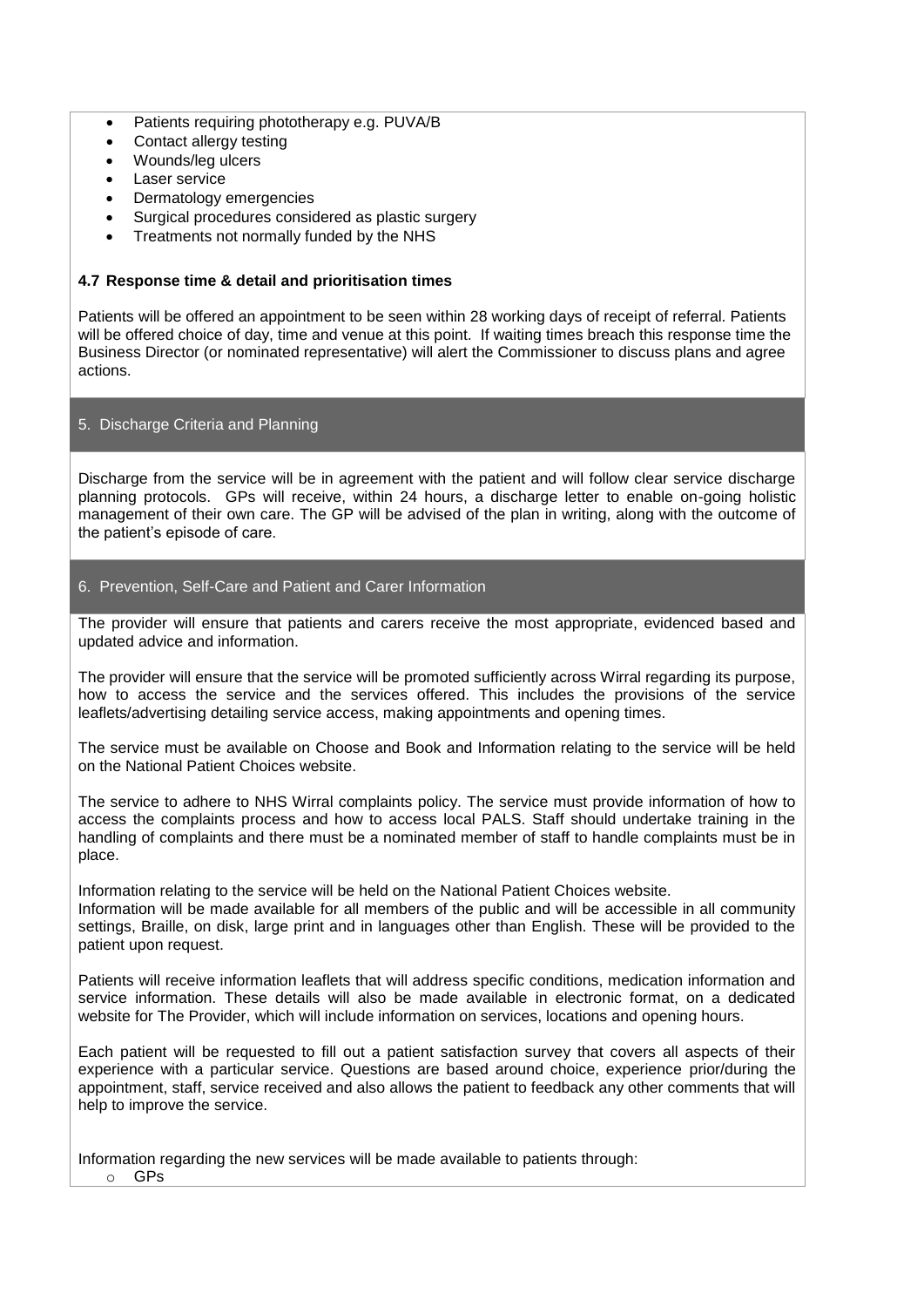- Patients requiring phototherapy e.g. PUVA/B
- Contact allergy testing
- Wounds/leg ulcers
- Laser service
- Dermatology emergencies
- Surgical procedures considered as plastic surgery
- Treatments not normally funded by the NHS

**4.7 Response time & detail and prioritisation times**

Patients will be offered an appointment to be seen within 28 working days of receipt of referral. Patients will be offered choice of day, time and venue at this point. If waiting times breach this response time the Business Director (or nominated representative) will alert the Commissioner to discuss plans and agree actions.

## 5. Discharge Criteria and Planning

Discharge from the service will be in agreement with the patient and will follow clear service discharge planning protocols. GPs will receive, within 24 hours, a discharge letter to enable on-going holistic management of their own care. The GP will be advised of the plan in writing, along with the outcome of the patient's episode of care.

## 6. Prevention, Self-Care and Patient and Carer Information

The provider will ensure that patients and carers receive the most appropriate, evidenced based and updated advice and information.

The provider will ensure that the service will be promoted sufficiently across Wirral regarding its purpose, how to access the service and the services offered. This includes the provisions of the service leaflets/advertising detailing service access, making appointments and opening times.

The service must be available on Choose and Book and Information relating to the service will be held on the National Patient Choices website.

The service to adhere to NHS Wirral complaints policy. The service must provide information of how to access the complaints process and how to access local PALS. Staff should undertake training in the handling of complaints and there must be a nominated member of staff to handle complaints must be in place.

Information relating to the service will be held on the National Patient Choices website.
Information will be made available for all members of the public and will be accessible in all community settings, Braille, on disk, large print and in languages other than English. These will be provided to the patient upon request.

Patients will receive information leaflets that will address specific conditions, medication information and service information. These details will also be made available in electronic format, on a dedicated website for The Provider, which will include information on services, locations and opening hours.

Each patient will be requested to fill out a patient satisfaction survey that covers all aspects of their experience with a particular service. Questions are based around choice, experience prior/during the appointment, staff, service received and also allows the patient to feedback any other comments that will help to improve the service.

Information regarding the new services will be made available to patients through:

- GPs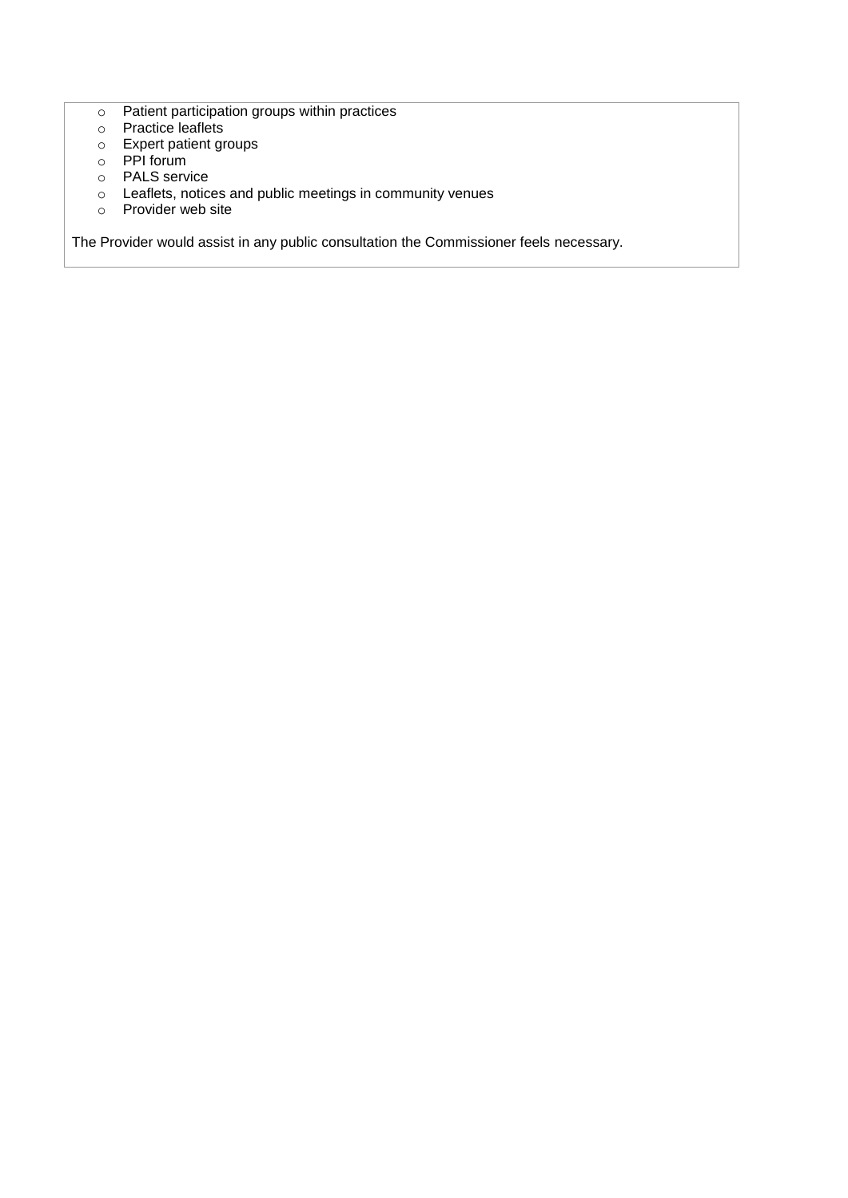- Patient participation groups within practices
- Practice leaflets
- Expert patient groups
- PPI forum
- PALS service
- Leaflets, notices and public meetings in community venues
- Provider web site

The Provider would assist in any public consultation the Commissioner feels necessary.